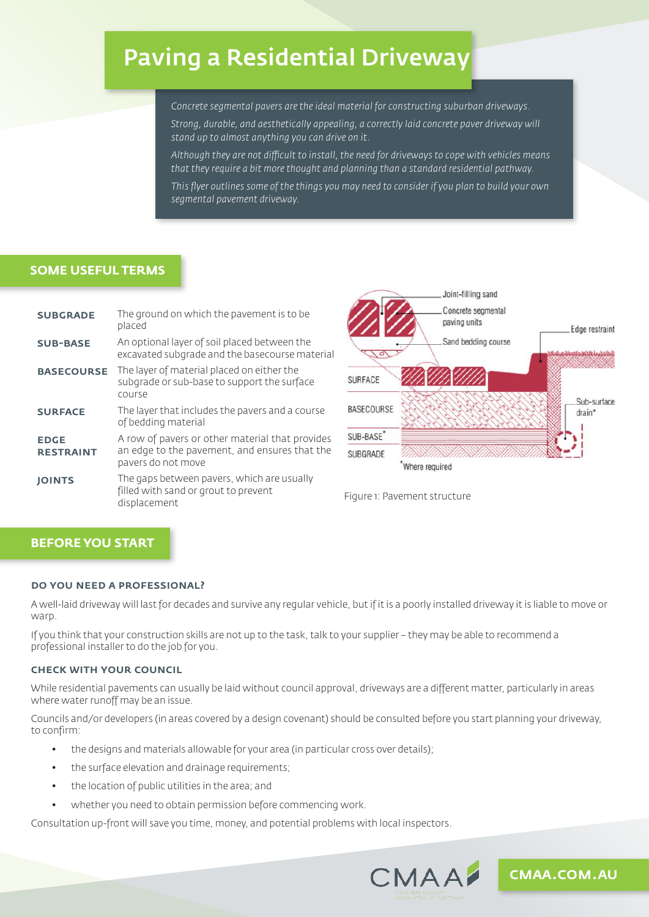# Paving a Residential Driveway

*Concrete segmental pavers are the ideal material for constructing suburban driveways.*

*Strong, durable, and aesthetically appealing, a correctly laid concrete paver driveway will stand up to almost anything you can drive on it.*

*Although they are not difficult to install, the need for driveways to cope with vehicles means that they require a bit more thought and planning than a standard residential pathway.*

*This flyer outlines some of the things you may need to consider if you plan to build your own segmental pavement driveway.*

## SOME USEFUL TERMS

| Term | Definition |
|---|---|
| **SUBGRADE** | The ground on which the pavement is to be placed |
| **SUB-BASE** | An optional layer of soil placed between the excavated subgrade and the basecourse material |
| **BASECOURSE** | The layer of material placed on either the subgrade or sub-base to support the surface course |
| **SURFACE** | The layer that includes the pavers and a course of bedding material |
| **EDGE RESTRAINT** | A row of pavers or other material that provides an edge to the pavement, and ensures that the pavers do not move |
| **JOINTS** | The gaps between pavers, which are usually filled with sand or grout to prevent displacement |

Joint-filling sand
Concrete segmental paving units
Sand bedding course
Edge restraint
SURFACE
BASECOURSE
SUB-BASE*
SUBGRADE
Sub-surface drain*
*Where required

Figure 1: Pavement structure

## BEFORE YOU START

### DO YOU NEED A PROFESSIONAL?

A well-laid driveway will last for decades and survive any regular vehicle, but if it is a poorly installed driveway it is liable to move or warp.

If you think that your construction skills are not up to the task, talk to your supplier – they may be able to recommend a professional installer to do the job for you.

### CHECK WITH YOUR COUNCIL

While residential pavements can usually be laid without council approval, driveways are a different matter, particularly in areas where water runoff may be an issue.

Councils and/or developers (in areas covered by a design covenant) should be consulted before you start planning your driveway, to confirm:

- the designs and materials allowable for your area (in particular cross over details);
- the surface elevation and drainage requirements;
- the location of public utilities in the area; and
- whether you need to obtain permission before commencing work.

Consultation up-front will save you time, money, and potential problems with local inspectors.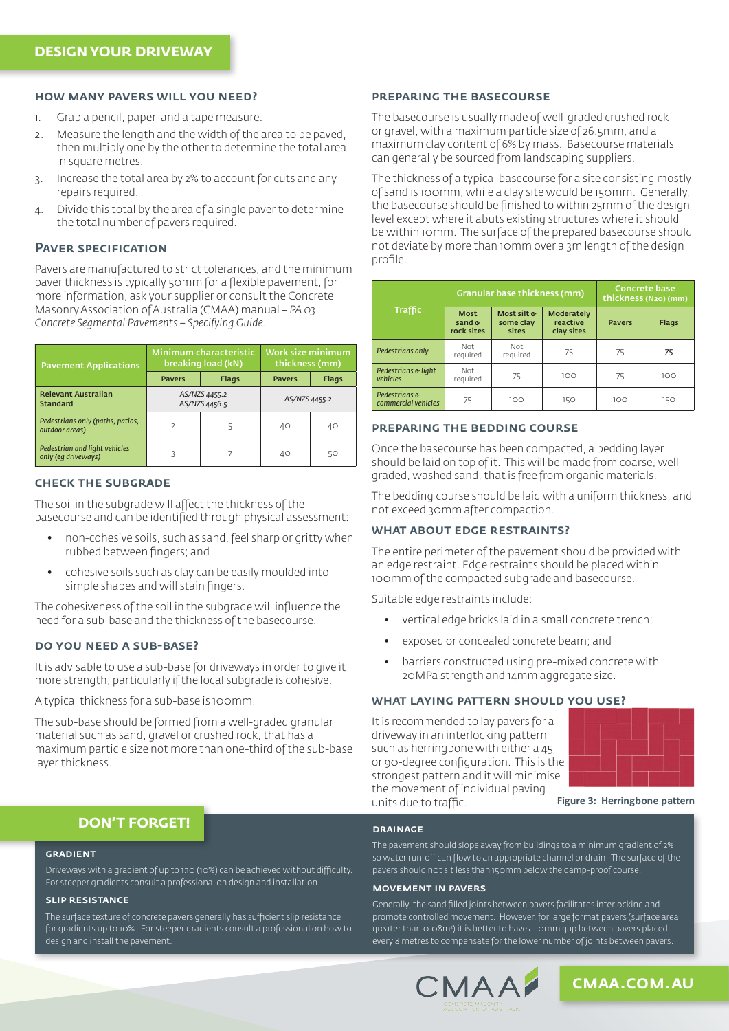# DESIGN YOUR DRIVEWAY

### HOW MANY PAVERS WILL YOU NEED?

1. Grab a pencil, paper, and a tape measure.
2. Measure the length and the width of the area to be paved, then multiply one by the other to determine the total area in square metres.
3. Increase the total area by 2% to account for cuts and any repairs required.
4. Divide this total by the area of a single paver to determine the total number of pavers required.

### PAVER SPECIFICATION

Pavers are manufactured to strict tolerances, and the minimum paver thickness is typically 50mm for a flexible pavement, for more information, ask your supplier or consult the Concrete Masonry Association of Australia (CMAA) manual – *PA 03 Concrete Segmental Pavements – Specifying Guide*.

| Pavement Applications | Minimum characteristic breaking load (kN) | | Work size minimum thickness (mm) | |
|---|---|---|---|---|
| | Pavers | Flags | Pavers | Flags |
| **Relevant Australian Standard** | AS/NZS 4455.2 AS/NZS 4456.5 | | AS/NZS 4455.2 | |
| *Pedestrians only (paths, patios, outdoor areas)* | 2 | 5 | 40 | 40 |
| *Pedestrian and light vehicles only (eg driveways)* | 3 | 7 | 40 | 50 |

### CHECK THE SUBGRADE

The soil in the subgrade will affect the thickness of the basecourse and can be identified through physical assessment:

- non-cohesive soils, such as sand, feel sharp or gritty when rubbed between fingers; and
- cohesive soils such as clay can be easily moulded into simple shapes and will stain fingers.

The cohesiveness of the soil in the subgrade will influence the need for a sub-base and the thickness of the basecourse.

### DO YOU NEED A SUB-BASE?

It is advisable to use a sub-base for driveways in order to give it more strength, particularly if the local subgrade is cohesive.

A typical thickness for a sub-base is 100mm.

The sub-base should be formed from a well-graded granular material such as sand, gravel or crushed rock, that has a maximum particle size not more than one-third of the sub-base layer thickness.

### PREPARING THE BASECOURSE

The basecourse is usually made of well-graded crushed rock or gravel, with a maximum particle size of 26.5mm, and a maximum clay content of 6% by mass. Basecourse materials can generally be sourced from landscaping suppliers.

The thickness of a typical basecourse for a site consisting mostly of sand is 100mm, while a clay site would be 150mm. Generally, the basecourse should be finished to within 25mm of the design level except where it abuts existing structures where it should be within 10mm. The surface of the prepared basecourse should not deviate by more than 10mm over a 3m length of the design profile.

| Traffic | Granular base thickness (mm) | | | Concrete base thickness (N20) (mm) | |
|---|---|---|---|---|---|
| | Most sand & rock sites | Most silt & some clay sites | Moderately reactive clay sites | Pavers | Flags |
| *Pedestrians only* | Not required | Not required | 75 | 75 | 75 |
| *Pedestrians & light vehicles* | Not required | 75 | 100 | 75 | 100 |
| *Pedestrians & commercial vehicles* | 75 | 100 | 150 | 100 | 150 |

### PREPARING THE BEDDING COURSE

Once the basecourse has been compacted, a bedding layer should be laid on top of it. This will be made from coarse, well-graded, washed sand, that is free from organic materials.

The bedding course should be laid with a uniform thickness, and not exceed 30mm after compaction.

### WHAT ABOUT EDGE RESTRAINTS?

The entire perimeter of the pavement should be provided with an edge restraint. Edge restraints should be placed within 100mm of the compacted subgrade and basecourse.

Suitable edge restraints include:

- vertical edge bricks laid in a small concrete trench;
- exposed or concealed concrete beam; and
- barriers constructed using pre-mixed concrete with 20MPa strength and 14mm aggregate size.

### WHAT LAYING PATTERN SHOULD YOU USE?

It is recommended to lay pavers for a driveway in an interlocking pattern such as herringbone with either a 45 or 90-degree configuration. This is the strongest pattern and it will minimise the movement of individual paving units due to traffic.

**Figure 3: Herringbone pattern**

## DON'T FORGET!

#### GRADIENT

Driveways with a gradient of up to 1:10 (10%) can be achieved without difficulty. For steeper gradients consult a professional on design and installation.

#### SLIP RESISTANCE

The surface texture of concrete pavers generally has sufficient slip resistance for gradients up to 10%. For steeper gradients consult a professional on how to design and install the pavement.

#### DRAINAGE

The pavement should slope away from buildings to a minimum gradient of 2% so water run-off can flow to an appropriate channel or drain. The surface of the pavers should not sit less than 150mm below the damp-proof course.

#### MOVEMENT IN PAVERS

Generally, the sand filled joints between pavers facilitates interlocking and promote controlled movement. However, for large format pavers (surface area greater than 0.08m²) it is better to have a 10mm gap between pavers placed every 8 metres to compensate for the lower number of joints between pavers.

CMAA.COM.AU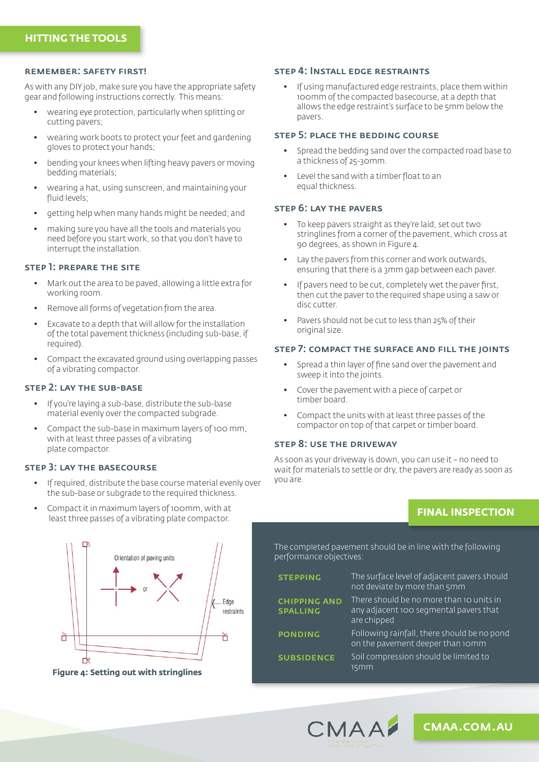## HITTING THE TOOLS

### REMEMBER: SAFETY FIRST!

As with any DIY job, make sure you have the appropriate safety gear and following instructions correctly. This means:

- wearing eye protection, particularly when splitting or cutting pavers;
- wearing work boots to protect your feet and gardening gloves to protect your hands;
- bending your knees when lifting heavy pavers or moving bedding materials;
- wearing a hat, using sunscreen, and maintaining your fluid levels;
- getting help when many hands might be needed; and
- making sure you have all the tools and materials you need before you start work, so that you don't have to interrupt the installation.

### STEP 1: PREPARE THE SITE

- Mark out the area to be paved, allowing a little extra for working room.
- Remove all forms of vegetation from the area.
- Excavate to a depth that will allow for the installation of the total pavement thickness (including sub-base, if required).
- Compact the excavated ground using overlapping passes of a vibrating compactor.

### STEP 2: LAY THE SUB-BASE

- If you're laying a sub-base, distribute the sub-base material evenly over the compacted subgrade.
- Compact the sub-base in maximum layers of 100 mm, with at least three passes of a vibrating plate compactor.

### STEP 3: LAY THE BASECOURSE

- If required, distribute the base course material evenly over the sub-base or subgrade to the required thickness.
- Compact it in maximum layers of 100mm, with at least three passes of a vibrating plate compactor.

Orientation of paving units

or

Edge restraints

**Figure 4: Setting out with stringlines**

### STEP 4: INSTALL EDGE RESTRAINTS

- If using manufactured edge restraints, place them within 100mm of the compacted basecourse, at a depth that allows the edge restraint's surface to be 5mm below the pavers.

### STEP 5: PLACE THE BEDDING COURSE

- Spread the bedding sand over the compacted road base to a thickness of 25-30mm.
- Level the sand with a timber float to an equal thickness.

### STEP 6: LAY THE PAVERS

- To keep pavers straight as they're laid, set out two stringlines from a corner of the pavement, which cross at 90 degrees, as shown in Figure 4.
- Lay the pavers from this corner and work outwards, ensuring that there is a 3mm gap between each paver.
- If pavers need to be cut, completely wet the paver first, then cut the paver to the required shape using a saw or disc cutter.
- Pavers should not be cut to less than 25% of their original size.

### STEP 7: COMPACT THE SURFACE AND FILL THE JOINTS

- Spread a thin layer of fine sand over the pavement and sweep it into the joints.
- Cover the pavement with a piece of carpet or timber board.
- Compact the units with at least three passes of the compactor on top of that carpet or timber board.

### STEP 8: USE THE DRIVEWAY

As soon as your driveway is down, you can use it – no need to wait for materials to settle or dry, the pavers are ready as soon as you are.

## FINAL INSPECTION

The completed pavement should be in line with the following performance objectives:

| | |
|---|---|
| **STEPPING** | The surface level of adjacent pavers should not deviate by more than 5mm |
| **CHIPPING AND SPALLING** | There should be no more than 10 units in any adjacent 100 segmental pavers that are chipped |
| **PONDING** | Following rainfall, there should be no pond on the pavement deeper than 10mm |
| **SUBSIDENCE** | Soil compression should be limited to 15mm |

CMAA

CMAA.COM.AU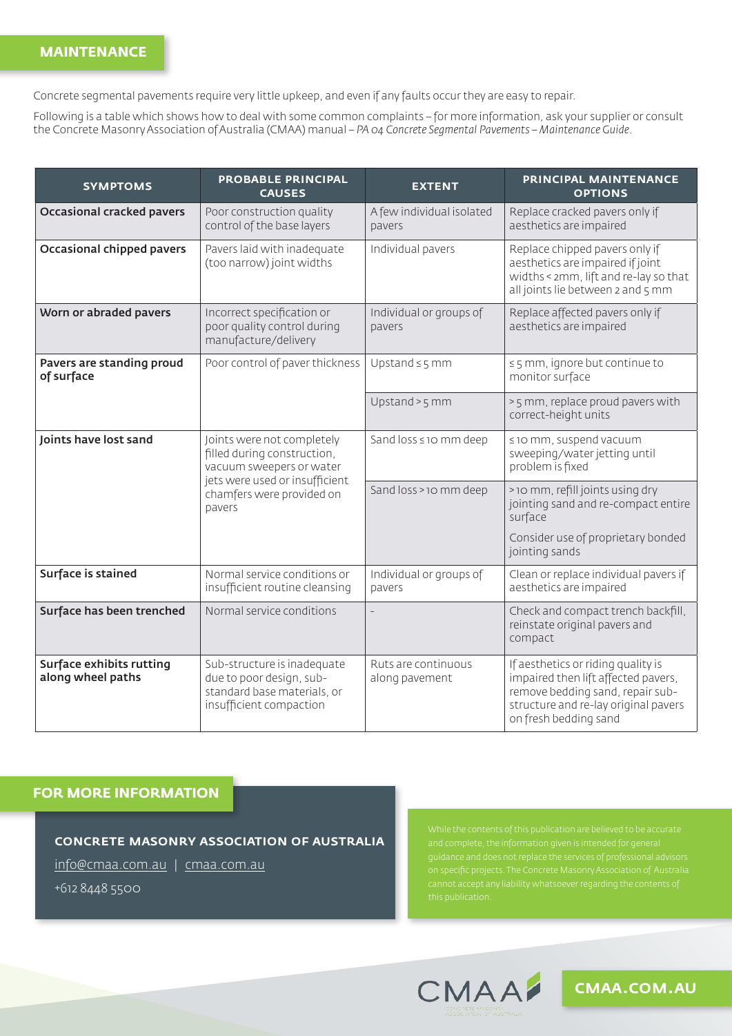## MAINTENANCE

Concrete segmental pavements require very little upkeep, and even if any faults occur they are easy to repair.

Following is a table which shows how to deal with some common complaints – for more information, ask your supplier or consult the Concrete Masonry Association of Australia (CMAA) manual – *PA 04 Concrete Segmental Pavements – Maintenance Guide*.

| SYMPTOMS | PROBABLE PRINCIPAL CAUSES | EXTENT | PRINCIPAL MAINTENANCE OPTIONS |
|---|---|---|---|
| **Occasional cracked pavers** | Poor construction quality control of the base layers | A few individual isolated pavers | Replace cracked pavers only if aesthetics are impaired |
| **Occasional chipped pavers** | Pavers laid with inadequate (too narrow) joint widths | Individual pavers | Replace chipped pavers only if aesthetics are impaired if joint widths < 2mm, lift and re-lay so that all joints lie between 2 and 5 mm |
| **Worn or abraded pavers** | Incorrect specification or poor quality control during manufacture/delivery | Individual or groups of pavers | Replace affected pavers only if aesthetics are impaired |
| **Pavers are standing proud of surface** | Poor control of paver thickness | Upstand ≤ 5 mm | ≤ 5 mm, ignore but continue to monitor surface |
| | | Upstand > 5 mm | > 5 mm, replace proud pavers with correct-height units |
| **Joints have lost sand** | Joints were not completely filled during construction, vacuum sweepers or water jets were used or insufficient chamfers were provided on pavers | Sand loss ≤ 10 mm deep | ≤ 10 mm, suspend vacuum sweeping/water jetting until problem is fixed |
| | | Sand loss > 10 mm deep | > 10 mm, refill joints using dry jointing sand and re-compact entire surface<br><br>Consider use of proprietary bonded jointing sands |
| **Surface is stained** | Normal service conditions or insufficient routine cleansing | Individual or groups of pavers | Clean or replace individual pavers if aesthetics are impaired |
| **Surface has been trenched** | Normal service conditions | - | Check and compact trench backfill, reinstate original pavers and compact |
| **Surface exhibits rutting along wheel paths** | Sub-structure is inadequate due to poor design, sub-standard base materials, or insufficient compaction | Ruts are continuous along pavement | If aesthetics or riding quality is impaired then lift affected pavers, remove bedding sand, repair sub-structure and re-lay original pavers on fresh bedding sand |

## FOR MORE INFORMATION

**CONCRETE MASONRY ASSOCIATION OF AUSTRALIA**

info@cmaa.com.au | cmaa.com.au

+612 8448 5500

While the contents of this publication are believed to be accurate and complete, the information given is intended for general guidance and does not replace the services of professional advisors on specific projects. The Concrete Masonry Association of Australia cannot accept any liability whatsoever regarding the contents of this publication.

CMAA – CONCRETE MASONRY ASSOCIATION OF AUSTRALIA

CMAA.COM.AU